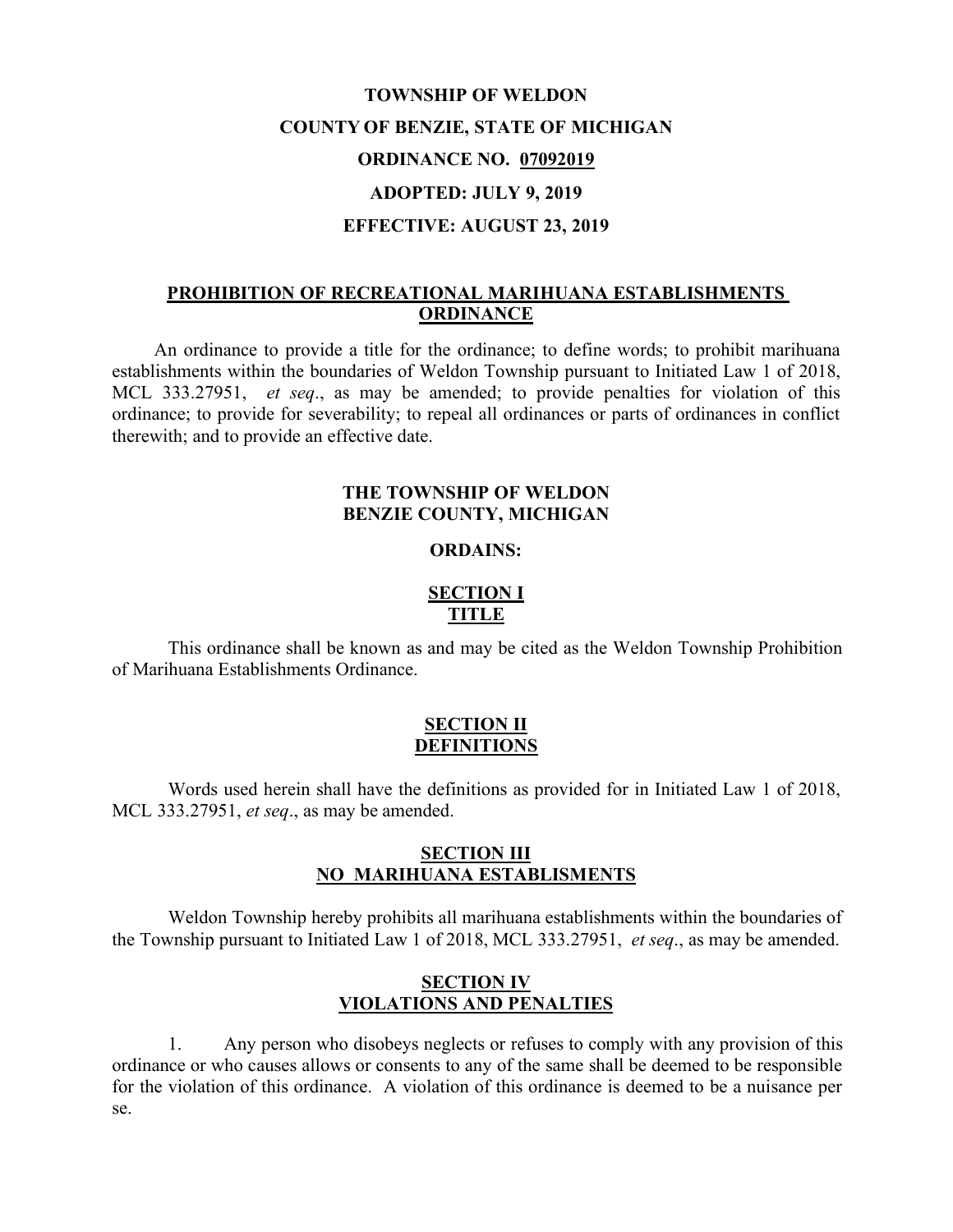# TOWNSHIP OF WELDON

# COUNTY OF BENZIE, STATE OF MICHIGAN

# ORDINANCE NO. <u>07092019</u>

# ADOPTED: JULY 9, 2019

# EFFECTIVE: AUGUST 23, 2019

## <u>PROHIBITION OF RECREATIONAL MARIHUANA ESTABLISHMENTS ORDINANCE</u>

An ordinance to provide a title for the ordinance; to define words; to prohibit marihuana establishments within the boundaries of Weldon Township pursuant to Initiated Law 1 of 2018, MCL 333.27951, *et seq*., as may be amended; to provide penalties for violation of this ordinance; to provide for severability; to repeal all ordinances or parts of ordinances in conflict therewith; and to provide an effective date.

**THE TOWNSHIP OF WELDON**
**BENZIE COUNTY, MICHIGAN**

**ORDAINS:**

## <u>SECTION I</u>
## <u>TITLE</u>

This ordinance shall be known as and may be cited as the Weldon Township Prohibition of Marihuana Establishments Ordinance.

## <u>SECTION II</u>
## <u>DEFINITIONS</u>

Words used herein shall have the definitions as provided for in Initiated Law 1 of 2018, MCL 333.27951, *et seq*., as may be amended.

## <u>SECTION III</u>
## <u>NO MARIHUANA ESTABLISMENTS</u>

Weldon Township hereby prohibits all marihuana establishments within the boundaries of the Township pursuant to Initiated Law 1 of 2018, MCL 333.27951, *et seq*., as may be amended.

## <u>SECTION IV</u>
## <u>VIOLATIONS AND PENALTIES</u>

1. Any person who disobeys neglects or refuses to comply with any provision of this ordinance or who causes allows or consents to any of the same shall be deemed to be responsible for the violation of this ordinance. A violation of this ordinance is deemed to be a nuisance per se.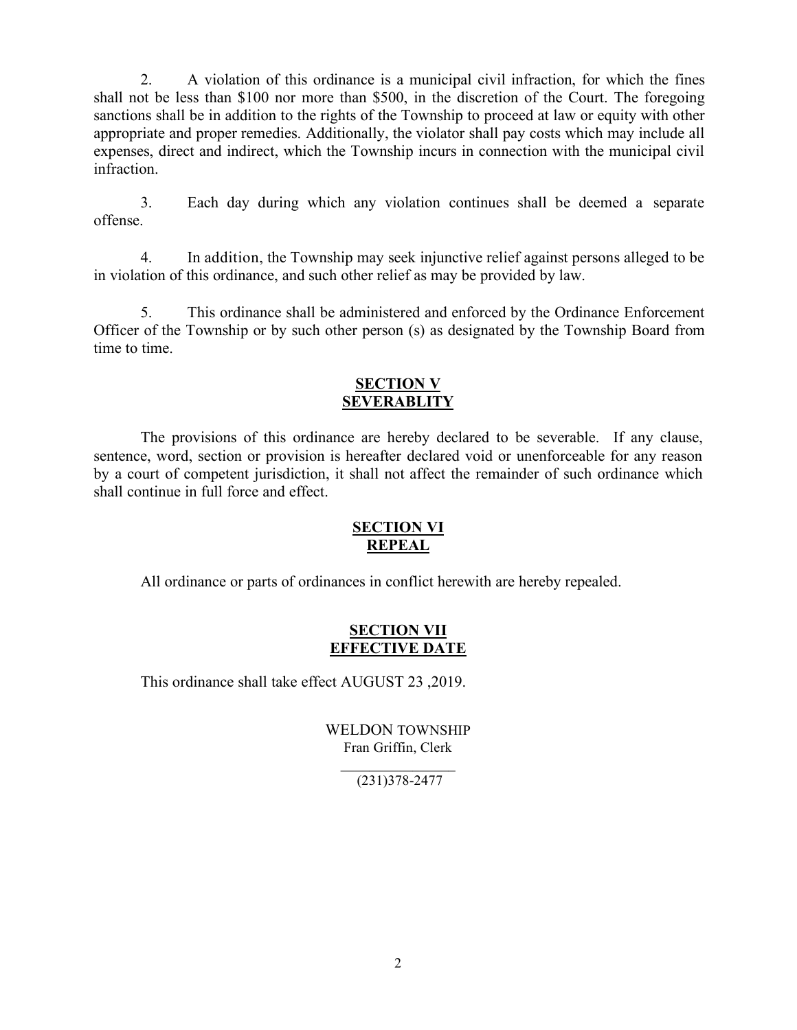2. A violation of this ordinance is a municipal civil infraction, for which the fines shall not be less than $100 nor more than $500, in the discretion of the Court. The foregoing sanctions shall be in addition to the rights of the Township to proceed at law or equity with other appropriate and proper remedies. Additionally, the violator shall pay costs which may include all expenses, direct and indirect, which the Township incurs in connection with the municipal civil infraction.

3. Each day during which any violation continues shall be deemed a separate offense.

4. In addition, the Township may seek injunctive relief against persons alleged to be in violation of this ordinance, and such other relief as may be provided by law.

5. This ordinance shall be administered and enforced by the Ordinance Enforcement Officer of the Township or by such other person (s) as designated by the Township Board from time to time.

## SECTION V
## SEVERABLITY

The provisions of this ordinance are hereby declared to be severable. If any clause, sentence, word, section or provision is hereafter declared void or unenforceable for any reason by a court of competent jurisdiction, it shall not affect the remainder of such ordinance which shall continue in full force and effect.

## SECTION VI
## REPEAL

All ordinance or parts of ordinances in conflict herewith are hereby repealed.

## SECTION VII
## EFFECTIVE DATE

This ordinance shall take effect AUGUST 23 ,2019.

WELDON TOWNSHIP
Fran Griffin, Clerk

(231)378-2477